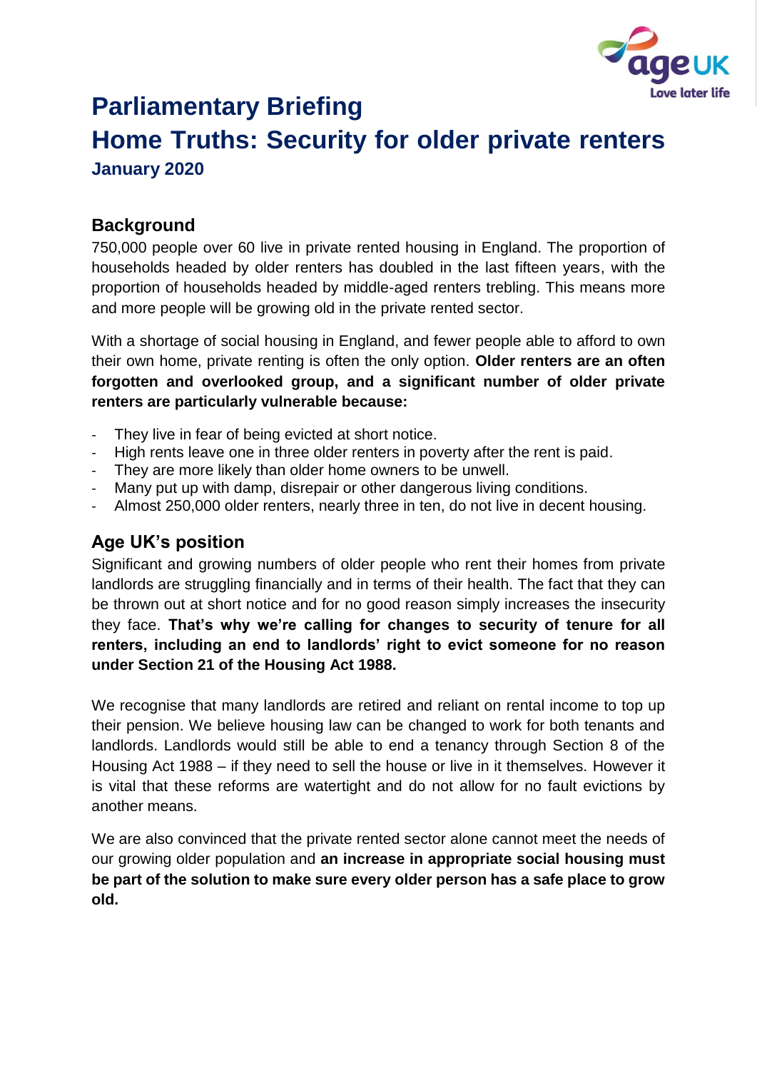# Parliamentary Briefing

# Home Truths: Security for older private renters

**January 2020**

## Background

750,000 people over 60 live in private rented housing in England. The proportion of households headed by older renters has doubled in the last fifteen years, with the proportion of households headed by middle-aged renters trebling. This means more and more people will be growing old in the private rented sector.

With a shortage of social housing in England, and fewer people able to afford to own their own home, private renting is often the only option. **Older renters are an often forgotten and overlooked group, and a significant number of older private renters are particularly vulnerable because:**

- They live in fear of being evicted at short notice.
- High rents leave one in three older renters in poverty after the rent is paid.
- They are more likely than older home owners to be unwell.
- Many put up with damp, disrepair or other dangerous living conditions.
- Almost 250,000 older renters, nearly three in ten, do not live in decent housing.

## Age UK's position

Significant and growing numbers of older people who rent their homes from private landlords are struggling financially and in terms of their health. The fact that they can be thrown out at short notice and for no good reason simply increases the insecurity they face. **That's why we're calling for changes to security of tenure for all renters, including an end to landlords' right to evict someone for no reason under Section 21 of the Housing Act 1988.**

We recognise that many landlords are retired and reliant on rental income to top up their pension. We believe housing law can be changed to work for both tenants and landlords. Landlords would still be able to end a tenancy through Section 8 of the Housing Act 1988 – if they need to sell the house or live in it themselves. However it is vital that these reforms are watertight and do not allow for no fault evictions by another means.

We are also convinced that the private rented sector alone cannot meet the needs of our growing older population and **an increase in appropriate social housing must be part of the solution to make sure every older person has a safe place to grow old.**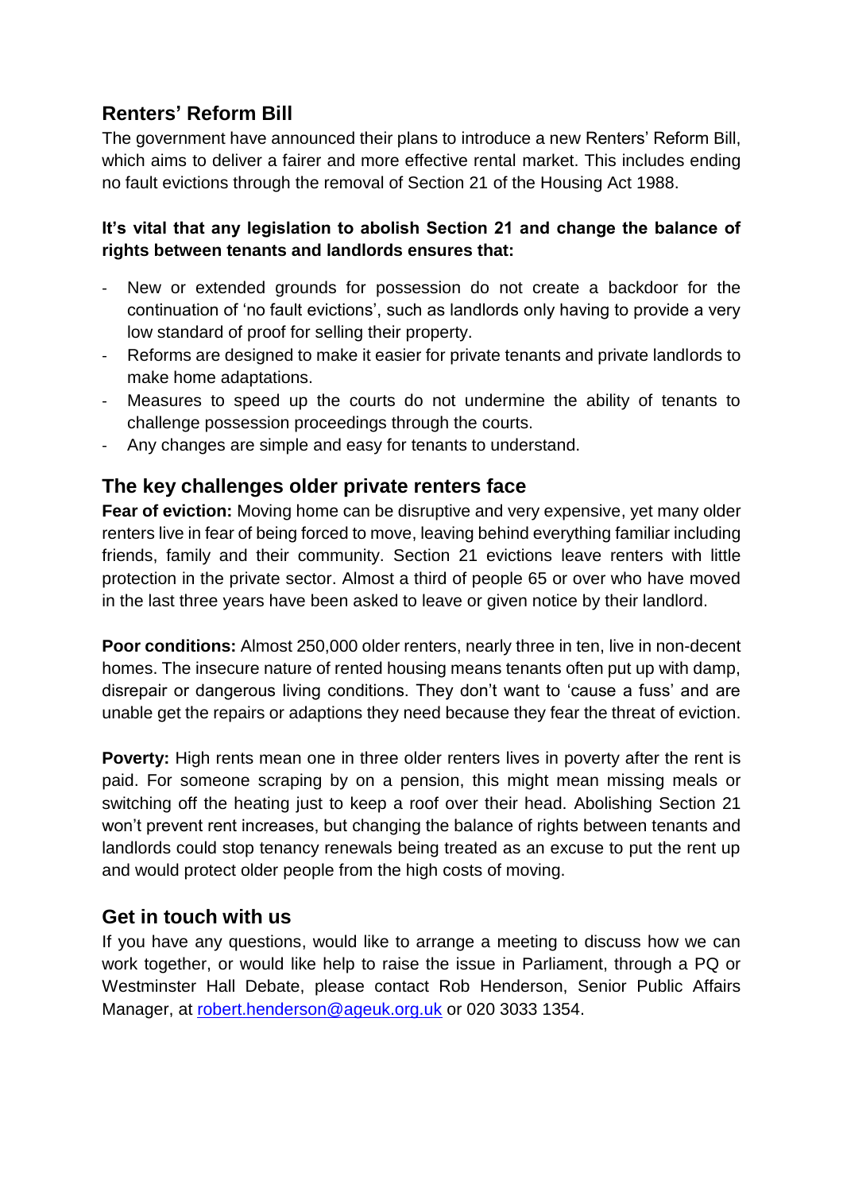## Renters' Reform Bill

The government have announced their plans to introduce a new Renters' Reform Bill, which aims to deliver a fairer and more effective rental market. This includes ending no fault evictions through the removal of Section 21 of the Housing Act 1988.

**It's vital that any legislation to abolish Section 21 and change the balance of rights between tenants and landlords ensures that:**

- New or extended grounds for possession do not create a backdoor for the continuation of 'no fault evictions', such as landlords only having to provide a very low standard of proof for selling their property.
- Reforms are designed to make it easier for private tenants and private landlords to make home adaptations.
- Measures to speed up the courts do not undermine the ability of tenants to challenge possession proceedings through the courts.
- Any changes are simple and easy for tenants to understand.

## The key challenges older private renters face

**Fear of eviction:** Moving home can be disruptive and very expensive, yet many older renters live in fear of being forced to move, leaving behind everything familiar including friends, family and their community. Section 21 evictions leave renters with little protection in the private sector. Almost a third of people 65 or over who have moved in the last three years have been asked to leave or given notice by their landlord.

**Poor conditions:** Almost 250,000 older renters, nearly three in ten, live in non-decent homes. The insecure nature of rented housing means tenants often put up with damp, disrepair or dangerous living conditions. They don't want to 'cause a fuss' and are unable get the repairs or adaptions they need because they fear the threat of eviction.

**Poverty:** High rents mean one in three older renters lives in poverty after the rent is paid. For someone scraping by on a pension, this might mean missing meals or switching off the heating just to keep a roof over their head. Abolishing Section 21 won't prevent rent increases, but changing the balance of rights between tenants and landlords could stop tenancy renewals being treated as an excuse to put the rent up and would protect older people from the high costs of moving.

## Get in touch with us

If you have any questions, would like to arrange a meeting to discuss how we can work together, or would like help to raise the issue in Parliament, through a PQ or Westminster Hall Debate, please contact Rob Henderson, Senior Public Affairs Manager, at robert.henderson@ageuk.org.uk or 020 3033 1354.